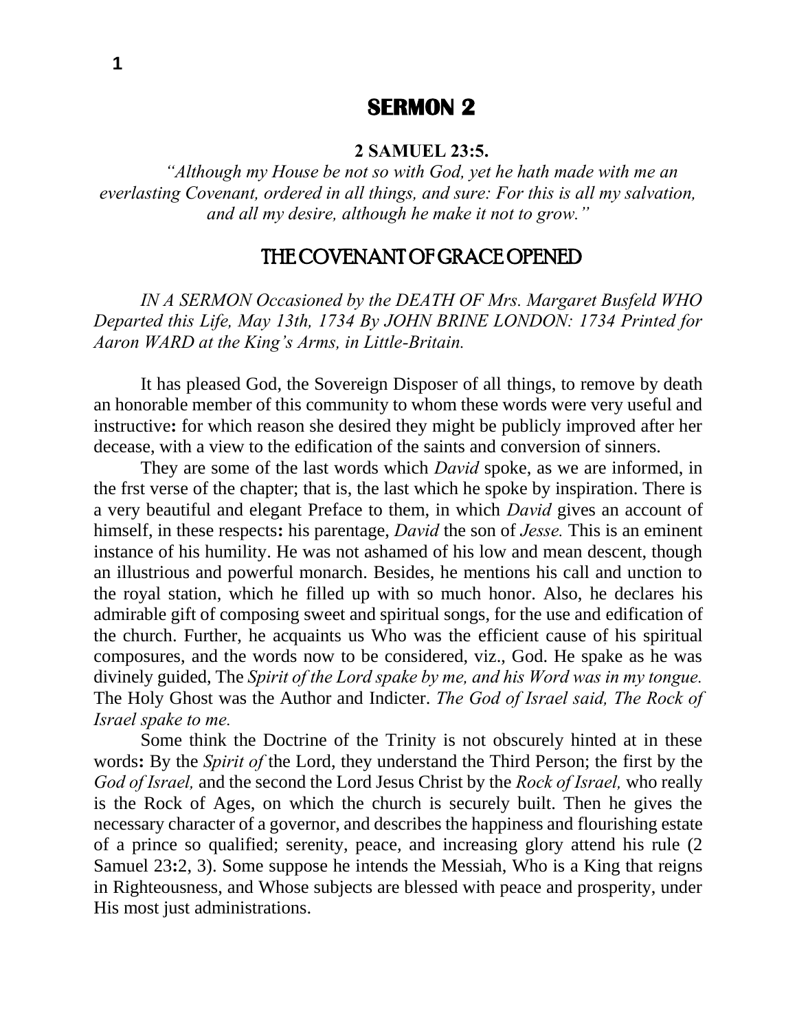# SERMON 2

**2 SAMUEL 23:5.**

*"Although my House be not so with God, yet he hath made with me an everlasting Covenant, ordered in all things, and sure: For this is all my salvation, and all my desire, although he make it not to grow."*

## THE COVENANT OF GRACE OPENED

*IN A SERMON Occasioned by the DEATH OF Mrs. Margaret Busfeld WHO Departed this Life, May 13th, 1734 By JOHN BRINE LONDON: 1734 Printed for Aaron WARD at the King's Arms, in Little-Britain.*

It has pleased God, the Sovereign Disposer of all things, to remove by death an honorable member of this community to whom these words were very useful and instructive**:** for which reason she desired they might be publicly improved after her decease, with a view to the edification of the saints and conversion of sinners.

They are some of the last words which *David* spoke, as we are informed, in the frst verse of the chapter; that is, the last which he spoke by inspiration. There is a very beautiful and elegant Preface to them, in which *David* gives an account of himself, in these respects**:** his parentage, *David* the son of *Jesse.* This is an eminent instance of his humility. He was not ashamed of his low and mean descent, though an illustrious and powerful monarch. Besides, he mentions his call and unction to the royal station, which he filled up with so much honor. Also, he declares his admirable gift of composing sweet and spiritual songs, for the use and edification of the church. Further, he acquaints us Who was the efficient cause of his spiritual composures, and the words now to be considered, viz., God. He spake as he was divinely guided, The *Spirit of the Lord spake by me, and his Word was in my tongue.* The Holy Ghost was the Author and Indicter. *The God of Israel said, The Rock of Israel spake to me.*

Some think the Doctrine of the Trinity is not obscurely hinted at in these words**:** By the *Spirit of* the Lord, they understand the Third Person; the first by the *God of Israel,* and the second the Lord Jesus Christ by the *Rock of Israel,* who really is the Rock of Ages, on which the church is securely built. Then he gives the necessary character of a governor, and describes the happiness and flourishing estate of a prince so qualified; serenity, peace, and increasing glory attend his rule (2 Samuel 23**:**2, 3). Some suppose he intends the Messiah, Who is a King that reigns in Righteousness, and Whose subjects are blessed with peace and prosperity, under His most just administrations.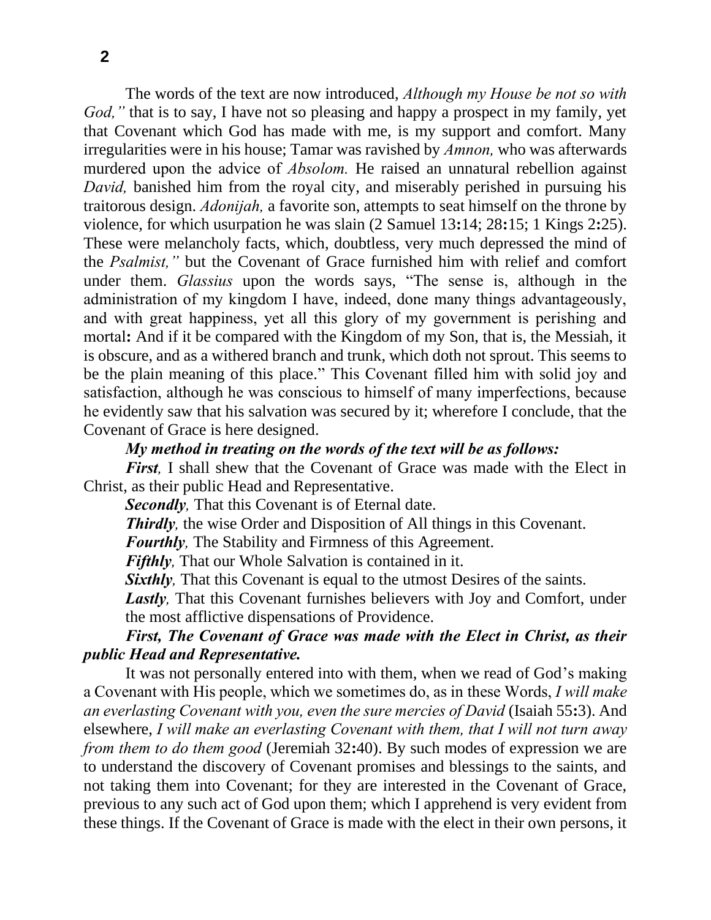The words of the text are now introduced, *Although my House be not so with God,"* that is to say, I have not so pleasing and happy a prospect in my family, yet that Covenant which God has made with me, is my support and comfort. Many irregularities were in his house; Tamar was ravished by *Amnon,* who was afterwards murdered upon the advice of *Absolom.* He raised an unnatural rebellion against *David,* banished him from the royal city, and miserably perished in pursuing his traitorous design. *Adonijah,* a favorite son, attempts to seat himself on the throne by violence, for which usurpation he was slain (2 Samuel 13**:**14; 28**:**15; 1 Kings 2**:**25). These were melancholy facts, which, doubtless, very much depressed the mind of the *Psalmist,"* but the Covenant of Grace furnished him with relief and comfort under them. *Glassius* upon the words says, "The sense is, although in the administration of my kingdom I have, indeed, done many things advantageously, and with great happiness, yet all this glory of my government is perishing and mortal**:** And if it be compared with the Kingdom of my Son, that is, the Messiah, it is obscure, and as a withered branch and trunk, which doth not sprout. This seems to be the plain meaning of this place." This Covenant filled him with solid joy and satisfaction, although he was conscious to himself of many imperfections, because he evidently saw that his salvation was secured by it; wherefore I conclude, that the Covenant of Grace is here designed.

***My method in treating on the words of the text will be as follows:***

***First,*** I shall shew that the Covenant of Grace was made with the Elect in Christ, as their public Head and Representative.

***Secondly,*** That this Covenant is of Eternal date.

***Thirdly,*** the wise Order and Disposition of All things in this Covenant.

***Fourthly,*** The Stability and Firmness of this Agreement.

***Fifthly,*** That our Whole Salvation is contained in it.

***Sixthly,*** That this Covenant is equal to the utmost Desires of the saints.

***Lastly,*** That this Covenant furnishes believers with Joy and Comfort, under the most afflictive dispensations of Providence.

***First, The Covenant of Grace was made with the Elect in Christ, as their public Head and Representative.***

It was not personally entered into with them, when we read of God's making a Covenant with His people, which we sometimes do, as in these Words, *I will make an everlasting Covenant with you, even the sure mercies of David* (Isaiah 55**:**3). And elsewhere, *I will make an everlasting Covenant with them, that I will not turn away from them to do them good* (Jeremiah 32**:**40). By such modes of expression we are to understand the discovery of Covenant promises and blessings to the saints, and not taking them into Covenant; for they are interested in the Covenant of Grace, previous to any such act of God upon them; which I apprehend is very evident from these things. If the Covenant of Grace is made with the elect in their own persons, it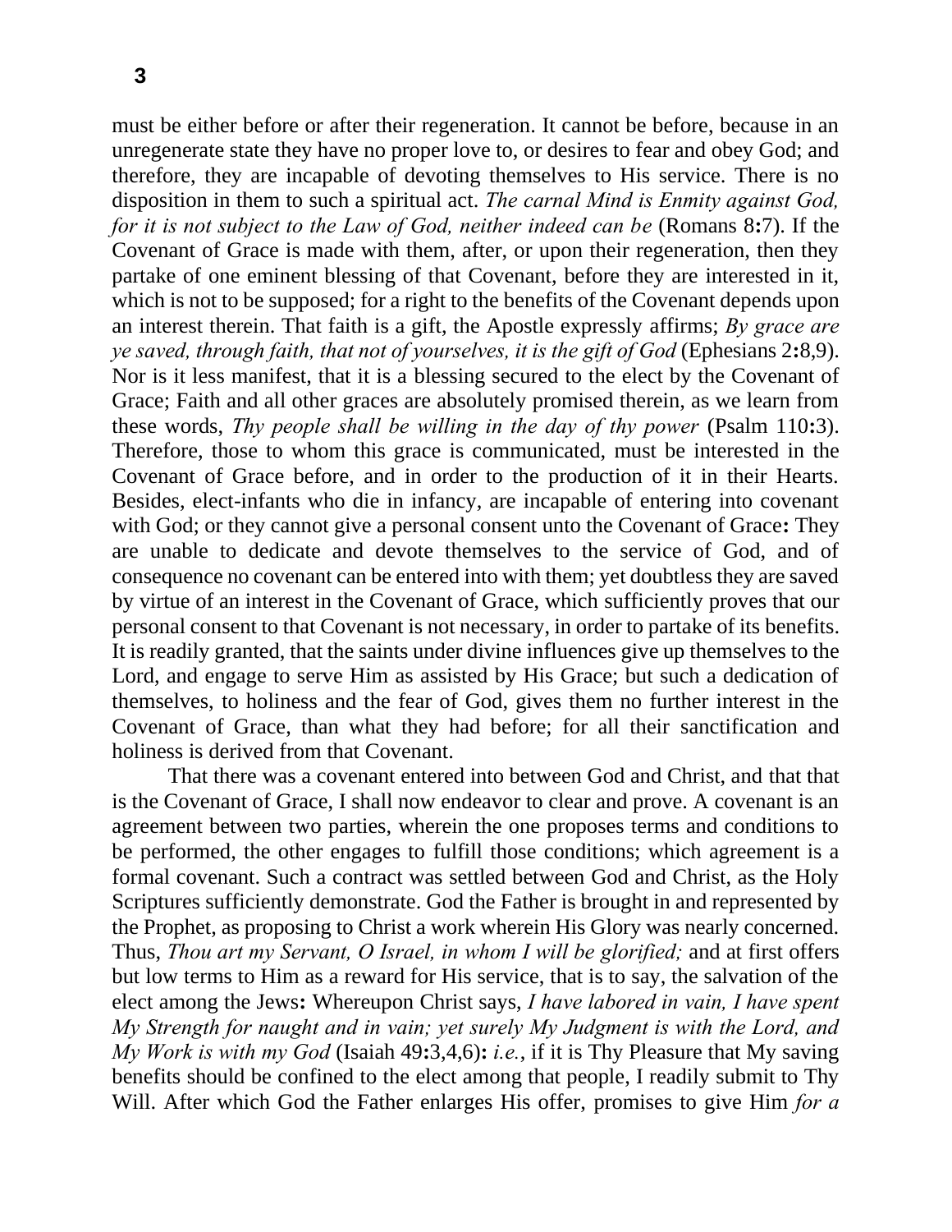must be either before or after their regeneration. It cannot be before, because in an unregenerate state they have no proper love to, or desires to fear and obey God; and therefore, they are incapable of devoting themselves to His service. There is no disposition in them to such a spiritual act. *The carnal Mind is Enmity against God, for it is not subject to the Law of God, neither indeed can be* (Romans 8**:**7). If the Covenant of Grace is made with them, after, or upon their regeneration, then they partake of one eminent blessing of that Covenant, before they are interested in it, which is not to be supposed; for a right to the benefits of the Covenant depends upon an interest therein. That faith is a gift, the Apostle expressly affirms; *By grace are ye saved, through faith, that not of yourselves, it is the gift of God* (Ephesians 2**:**8,9). Nor is it less manifest, that it is a blessing secured to the elect by the Covenant of Grace; Faith and all other graces are absolutely promised therein, as we learn from these words, *Thy people shall be willing in the day of thy power* (Psalm 110**:**3). Therefore, those to whom this grace is communicated, must be interested in the Covenant of Grace before, and in order to the production of it in their Hearts. Besides, elect-infants who die in infancy, are incapable of entering into covenant with God; or they cannot give a personal consent unto the Covenant of Grace**:** They are unable to dedicate and devote themselves to the service of God, and of consequence no covenant can be entered into with them; yet doubtless they are saved by virtue of an interest in the Covenant of Grace, which sufficiently proves that our personal consent to that Covenant is not necessary, in order to partake of its benefits. It is readily granted, that the saints under divine influences give up themselves to the Lord, and engage to serve Him as assisted by His Grace; but such a dedication of themselves, to holiness and the fear of God, gives them no further interest in the Covenant of Grace, than what they had before; for all their sanctification and holiness is derived from that Covenant.

That there was a covenant entered into between God and Christ, and that that is the Covenant of Grace, I shall now endeavor to clear and prove. A covenant is an agreement between two parties, wherein the one proposes terms and conditions to be performed, the other engages to fulfill those conditions; which agreement is a formal covenant. Such a contract was settled between God and Christ, as the Holy Scriptures sufficiently demonstrate. God the Father is brought in and represented by the Prophet, as proposing to Christ a work wherein His Glory was nearly concerned. Thus, *Thou art my Servant, O Israel, in whom I will be glorified;* and at first offers but low terms to Him as a reward for His service, that is to say, the salvation of the elect among the Jews**:** Whereupon Christ says, *I have labored in vain, I have spent My Strength for naught and in vain; yet surely My Judgment is with the Lord, and My Work is with my God* (Isaiah 49**:**3,4,6)**:** *i.e.*, if it is Thy Pleasure that My saving benefits should be confined to the elect among that people, I readily submit to Thy Will. After which God the Father enlarges His offer, promises to give Him *for a*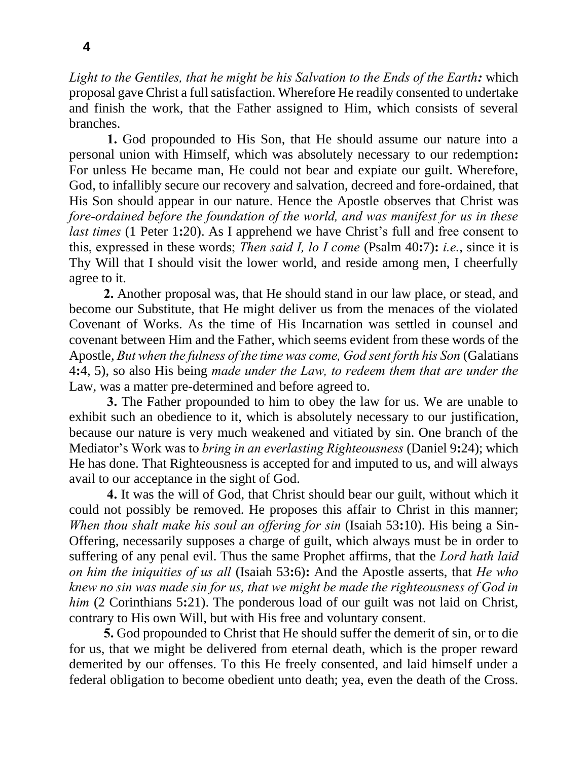*Light to the Gentiles, that he might be his Salvation to the Ends of the Earth:* which proposal gave Christ a full satisfaction. Wherefore He readily consented to undertake and finish the work, that the Father assigned to Him, which consists of several branches.

**1.** God propounded to His Son, that He should assume our nature into a personal union with Himself, which was absolutely necessary to our redemption**:** For unless He became man, He could not bear and expiate our guilt. Wherefore, God, to infallibly secure our recovery and salvation, decreed and fore-ordained, that His Son should appear in our nature. Hence the Apostle observes that Christ was *fore-ordained before the foundation of the world, and was manifest for us in these last times* (1 Peter 1**:**20). As I apprehend we have Christ's full and free consent to this, expressed in these words; *Then said I, lo I come* (Psalm 40**:**7)**:** *i.e.,* since it is Thy Will that I should visit the lower world, and reside among men, I cheerfully agree to it.

**2.** Another proposal was, that He should stand in our law place, or stead, and become our Substitute, that He might deliver us from the menaces of the violated Covenant of Works. As the time of His Incarnation was settled in counsel and covenant between Him and the Father, which seems evident from these words of the Apostle, *But when the fulness of the time was come, God sent forth his Son* (Galatians 4**:**4, 5), so also His being *made under the Law, to redeem them that are under the* Law, was a matter pre-determined and before agreed to.

**3.** The Father propounded to him to obey the law for us. We are unable to exhibit such an obedience to it, which is absolutely necessary to our justification, because our nature is very much weakened and vitiated by sin. One branch of the Mediator's Work was to *bring in an everlasting Righteousness* (Daniel 9**:**24); which He has done. That Righteousness is accepted for and imputed to us, and will always avail to our acceptance in the sight of God.

**4.** It was the will of God, that Christ should bear our guilt, without which it could not possibly be removed. He proposes this affair to Christ in this manner; *When thou shalt make his soul an offering for sin* (Isaiah 53**:**10). His being a Sin-Offering, necessarily supposes a charge of guilt, which always must be in order to suffering of any penal evil. Thus the same Prophet affirms, that the *Lord hath laid on him the iniquities of us all* (Isaiah 53**:**6)**:** And the Apostle asserts, that *He who knew no sin was made sin for us, that we might be made the righteousness of God in him* (2 Corinthians 5**:**21). The ponderous load of our guilt was not laid on Christ, contrary to His own Will, but with His free and voluntary consent.

**5.** God propounded to Christ that He should suffer the demerit of sin, or to die for us, that we might be delivered from eternal death, which is the proper reward demerited by our offenses. To this He freely consented, and laid himself under a federal obligation to become obedient unto death; yea, even the death of the Cross.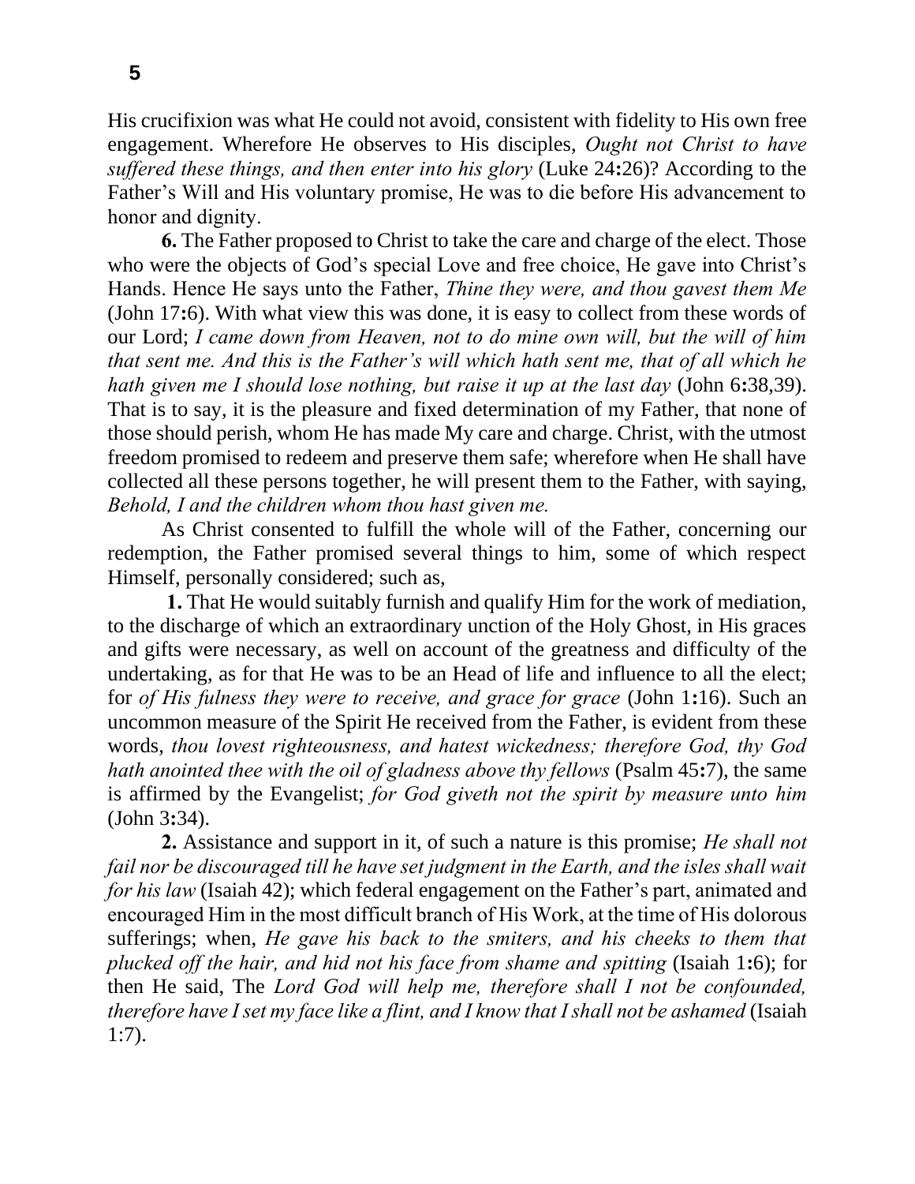His crucifixion was what He could not avoid, consistent with fidelity to His own free engagement. Wherefore He observes to His disciples, *Ought not Christ to have suffered these things, and then enter into his glory* (Luke 24**:**26)? According to the Father's Will and His voluntary promise, He was to die before His advancement to honor and dignity.

**6.** The Father proposed to Christ to take the care and charge of the elect. Those who were the objects of God's special Love and free choice, He gave into Christ's Hands. Hence He says unto the Father, *Thine they were, and thou gavest them Me* (John 17**:**6). With what view this was done, it is easy to collect from these words of our Lord; *I came down from Heaven, not to do mine own will, but the will of him that sent me. And this is the Father's will which hath sent me, that of all which he hath given me I should lose nothing, but raise it up at the last day* (John 6**:**38,39). That is to say, it is the pleasure and fixed determination of my Father, that none of those should perish, whom He has made My care and charge. Christ, with the utmost freedom promised to redeem and preserve them safe; wherefore when He shall have collected all these persons together, he will present them to the Father, with saying, *Behold, I and the children whom thou hast given me.*

As Christ consented to fulfill the whole will of the Father, concerning our redemption, the Father promised several things to him, some of which respect Himself, personally considered; such as,

**1.** That He would suitably furnish and qualify Him for the work of mediation, to the discharge of which an extraordinary unction of the Holy Ghost, in His graces and gifts were necessary, as well on account of the greatness and difficulty of the undertaking, as for that He was to be an Head of life and influence to all the elect; for *of His fulness they were to receive, and grace for grace* (John 1**:**16). Such an uncommon measure of the Spirit He received from the Father, is evident from these words, *thou lovest righteousness, and hatest wickedness; therefore God, thy God hath anointed thee with the oil of gladness above thy fellows* (Psalm 45**:**7), the same is affirmed by the Evangelist; *for God giveth not the spirit by measure unto him* (John 3**:**34).

**2.** Assistance and support in it, of such a nature is this promise; *He shall not fail nor be discouraged till he have set judgment in the Earth, and the isles shall wait for his law* (Isaiah 42); which federal engagement on the Father's part, animated and encouraged Him in the most difficult branch of His Work, at the time of His dolorous sufferings; when, *He gave his back to the smiters, and his cheeks to them that plucked off the hair, and hid not his face from shame and spitting* (Isaiah 1**:**6); for then He said, The *Lord God will help me, therefore shall I not be confounded, therefore have I set my face like a flint, and I know that I shall not be ashamed* (Isaiah 1:7).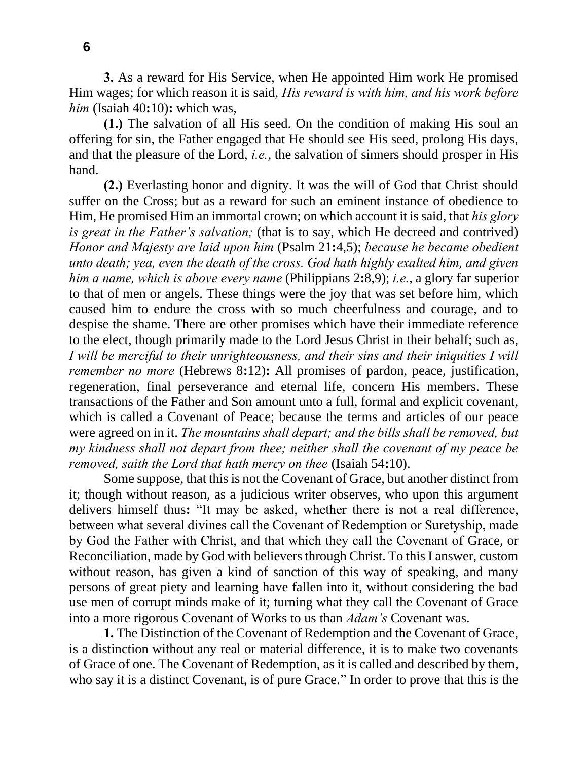**3.** As a reward for His Service, when He appointed Him work He promised Him wages; for which reason it is said, *His reward is with him, and his work before him* (Isaiah 40**:**10)**:** which was,

**(1.)** The salvation of all His seed. On the condition of making His soul an offering for sin, the Father engaged that He should see His seed, prolong His days, and that the pleasure of the Lord, *i.e.*, the salvation of sinners should prosper in His hand.

**(2.)** Everlasting honor and dignity. It was the will of God that Christ should suffer on the Cross; but as a reward for such an eminent instance of obedience to Him, He promised Him an immortal crown; on which account it is said, that *his glory is great in the Father's salvation;* (that is to say, which He decreed and contrived) *Honor and Majesty are laid upon him* (Psalm 21**:**4,5); *because he became obedient unto death; yea, even the death of the cross. God hath highly exalted him, and given him a name, which is above every name* (Philippians 2**:**8,9); *i.e.*, a glory far superior to that of men or angels. These things were the joy that was set before him, which caused him to endure the cross with so much cheerfulness and courage, and to despise the shame. There are other promises which have their immediate reference to the elect, though primarily made to the Lord Jesus Christ in their behalf; such as, *I will be merciful to their unrighteousness, and their sins and their iniquities I will remember no more* (Hebrews 8**:**12)**:** All promises of pardon, peace, justification, regeneration, final perseverance and eternal life, concern His members. These transactions of the Father and Son amount unto a full, formal and explicit covenant, which is called a Covenant of Peace; because the terms and articles of our peace were agreed on in it. *The mountains shall depart; and the bills shall be removed, but my kindness shall not depart from thee; neither shall the covenant of my peace be removed, saith the Lord that hath mercy on thee* (Isaiah 54**:**10).

Some suppose, that this is not the Covenant of Grace, but another distinct from it; though without reason, as a judicious writer observes, who upon this argument delivers himself thus**:** "It may be asked, whether there is not a real difference, between what several divines call the Covenant of Redemption or Suretyship, made by God the Father with Christ, and that which they call the Covenant of Grace, or Reconciliation, made by God with believers through Christ. To this I answer, custom without reason, has given a kind of sanction of this way of speaking, and many persons of great piety and learning have fallen into it, without considering the bad use men of corrupt minds make of it; turning what they call the Covenant of Grace into a more rigorous Covenant of Works to us than *Adam's* Covenant was.

**1.** The Distinction of the Covenant of Redemption and the Covenant of Grace, is a distinction without any real or material difference, it is to make two covenants of Grace of one. The Covenant of Redemption, as it is called and described by them, who say it is a distinct Covenant, is of pure Grace." In order to prove that this is the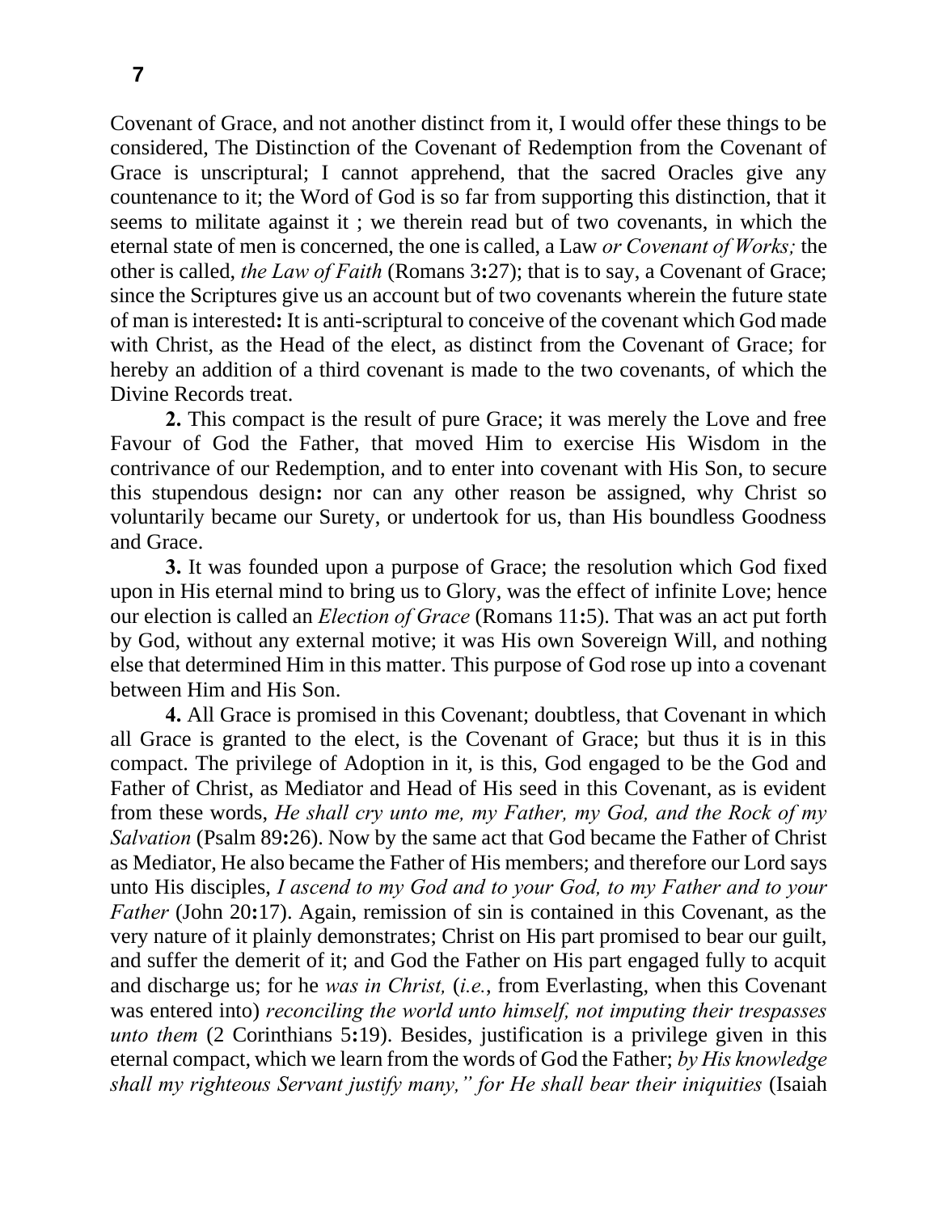Covenant of Grace, and not another distinct from it, I would offer these things to be considered, The Distinction of the Covenant of Redemption from the Covenant of Grace is unscriptural; I cannot apprehend, that the sacred Oracles give any countenance to it; the Word of God is so far from supporting this distinction, that it seems to militate against it ; we therein read but of two covenants, in which the eternal state of men is concerned, the one is called, a Law *or Covenant of Works;* the other is called, *the Law of Faith* (Romans 3**:**27); that is to say, a Covenant of Grace; since the Scriptures give us an account but of two covenants wherein the future state of man is interested**:** It is anti-scriptural to conceive of the covenant which God made with Christ, as the Head of the elect, as distinct from the Covenant of Grace; for hereby an addition of a third covenant is made to the two covenants, of which the Divine Records treat.

**2.** This compact is the result of pure Grace; it was merely the Love and free Favour of God the Father, that moved Him to exercise His Wisdom in the contrivance of our Redemption, and to enter into covenant with His Son, to secure this stupendous design**:** nor can any other reason be assigned, why Christ so voluntarily became our Surety, or undertook for us, than His boundless Goodness and Grace.

**3.** It was founded upon a purpose of Grace; the resolution which God fixed upon in His eternal mind to bring us to Glory, was the effect of infinite Love; hence our election is called an *Election of Grace* (Romans 11**:**5). That was an act put forth by God, without any external motive; it was His own Sovereign Will, and nothing else that determined Him in this matter. This purpose of God rose up into a covenant between Him and His Son.

**4.** All Grace is promised in this Covenant; doubtless, that Covenant in which all Grace is granted to the elect, is the Covenant of Grace; but thus it is in this compact. The privilege of Adoption in it, is this, God engaged to be the God and Father of Christ, as Mediator and Head of His seed in this Covenant, as is evident from these words, *He shall cry unto me, my Father, my God, and the Rock of my Salvation* (Psalm 89**:**26). Now by the same act that God became the Father of Christ as Mediator, He also became the Father of His members; and therefore our Lord says unto His disciples, *I ascend to my God and to your God, to my Father and to your Father* (John 20**:**17). Again, remission of sin is contained in this Covenant, as the very nature of it plainly demonstrates; Christ on His part promised to bear our guilt, and suffer the demerit of it; and God the Father on His part engaged fully to acquit and discharge us; for he *was in Christ,* (*i.e.*, from Everlasting, when this Covenant was entered into) *reconciling the world unto himself, not imputing their trespasses unto them* (2 Corinthians 5**:**19). Besides, justification is a privilege given in this eternal compact, which we learn from the words of God the Father; *by His knowledge shall my righteous Servant justify many," for He shall bear their iniquities* (Isaiah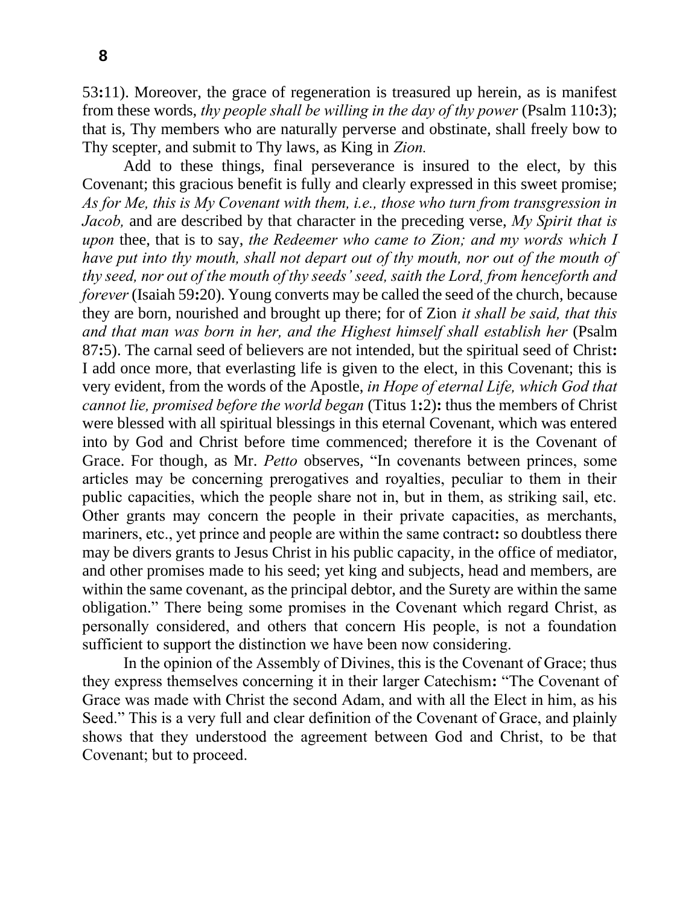53**:**11). Moreover, the grace of regeneration is treasured up herein, as is manifest from these words, *thy people shall be willing in the day of thy power* (Psalm 110**:**3); that is, Thy members who are naturally perverse and obstinate, shall freely bow to Thy scepter, and submit to Thy laws, as King in *Zion.*

Add to these things, final perseverance is insured to the elect, by this Covenant; this gracious benefit is fully and clearly expressed in this sweet promise; *As for Me, this is My Covenant with them, i.e., those who turn from transgression in Jacob,* and are described by that character in the preceding verse, *My Spirit that is upon* thee, that is to say, *the Redeemer who came to Zion; and my words which I have put into thy mouth, shall not depart out of thy mouth, nor out of the mouth of thy seed, nor out of the mouth of thy seeds' seed, saith the Lord, from henceforth and forever* (Isaiah 59**:**20). Young converts may be called the seed of the church, because they are born, nourished and brought up there; for of Zion *it shall be said, that this and that man was born in her, and the Highest himself shall establish her* (Psalm 87**:**5). The carnal seed of believers are not intended, but the spiritual seed of Christ**:** I add once more, that everlasting life is given to the elect, in this Covenant; this is very evident, from the words of the Apostle, *in Hope of eternal Life, which God that cannot lie, promised before the world began* (Titus 1**:**2)**:** thus the members of Christ were blessed with all spiritual blessings in this eternal Covenant, which was entered into by God and Christ before time commenced; therefore it is the Covenant of Grace. For though, as Mr. *Petto* observes, "In covenants between princes, some articles may be concerning prerogatives and royalties, peculiar to them in their public capacities, which the people share not in, but in them, as striking sail, etc. Other grants may concern the people in their private capacities, as merchants, mariners, etc., yet prince and people are within the same contract**:** so doubtless there may be divers grants to Jesus Christ in his public capacity, in the office of mediator, and other promises made to his seed; yet king and subjects, head and members, are within the same covenant, as the principal debtor, and the Surety are within the same obligation." There being some promises in the Covenant which regard Christ, as personally considered, and others that concern His people, is not a foundation sufficient to support the distinction we have been now considering.

In the opinion of the Assembly of Divines, this is the Covenant of Grace; thus they express themselves concerning it in their larger Catechism**:** "The Covenant of Grace was made with Christ the second Adam, and with all the Elect in him, as his Seed." This is a very full and clear definition of the Covenant of Grace, and plainly shows that they understood the agreement between God and Christ, to be that Covenant; but to proceed.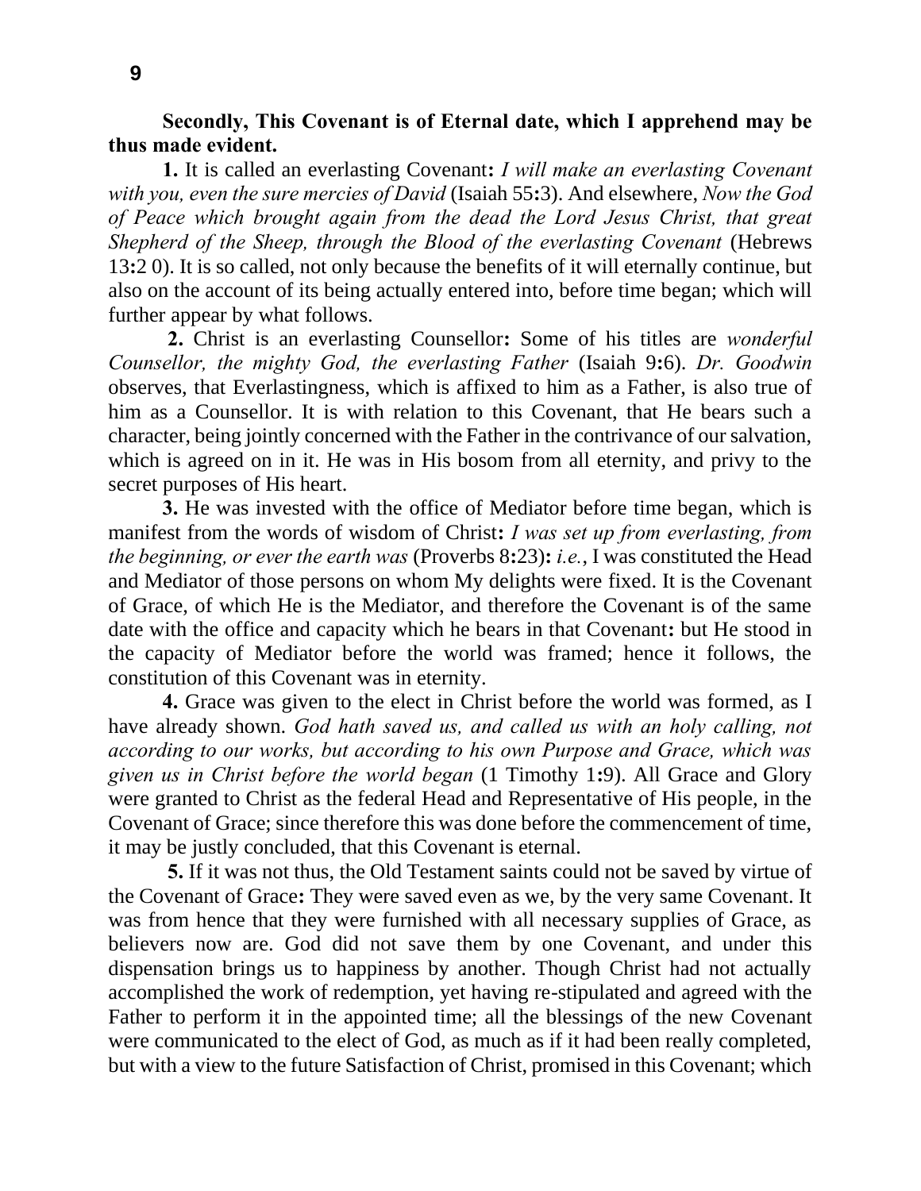**Secondly, This Covenant is of Eternal date, which I apprehend may be thus made evident.**

**1.** It is called an everlasting Covenant**:** *I will make an everlasting Covenant with you, even the sure mercies of David* (Isaiah 55**:**3). And elsewhere, *Now the God of Peace which brought again from the dead the Lord Jesus Christ, that great Shepherd of the Sheep, through the Blood of the everlasting Covenant* (Hebrews 13**:**2 0). It is so called, not only because the benefits of it will eternally continue, but also on the account of its being actually entered into, before time began; which will further appear by what follows.

**2.** Christ is an everlasting Counsellor**:** Some of his titles are *wonderful Counsellor, the mighty God, the everlasting Father* (Isaiah 9**:**6). *Dr. Goodwin* observes, that Everlastingness, which is affixed to him as a Father, is also true of him as a Counsellor. It is with relation to this Covenant, that He bears such a character, being jointly concerned with the Father in the contrivance of our salvation, which is agreed on in it. He was in His bosom from all eternity, and privy to the secret purposes of His heart.

**3.** He was invested with the office of Mediator before time began, which is manifest from the words of wisdom of Christ**:** *I was set up from everlasting, from the beginning, or ever the earth was* (Proverbs 8**:**23)**:** *i.e.*, I was constituted the Head and Mediator of those persons on whom My delights were fixed. It is the Covenant of Grace, of which He is the Mediator, and therefore the Covenant is of the same date with the office and capacity which he bears in that Covenant**:** but He stood in the capacity of Mediator before the world was framed; hence it follows, the constitution of this Covenant was in eternity.

**4.** Grace was given to the elect in Christ before the world was formed, as I have already shown. *God hath saved us, and called us with an holy calling, not according to our works, but according to his own Purpose and Grace, which was given us in Christ before the world began* (1 Timothy 1**:**9). All Grace and Glory were granted to Christ as the federal Head and Representative of His people, in the Covenant of Grace; since therefore this was done before the commencement of time, it may be justly concluded, that this Covenant is eternal.

**5.** If it was not thus, the Old Testament saints could not be saved by virtue of the Covenant of Grace**:** They were saved even as we, by the very same Covenant. It was from hence that they were furnished with all necessary supplies of Grace, as believers now are. God did not save them by one Covenant, and under this dispensation brings us to happiness by another. Though Christ had not actually accomplished the work of redemption, yet having re-stipulated and agreed with the Father to perform it in the appointed time; all the blessings of the new Covenant were communicated to the elect of God, as much as if it had been really completed, but with a view to the future Satisfaction of Christ, promised in this Covenant; which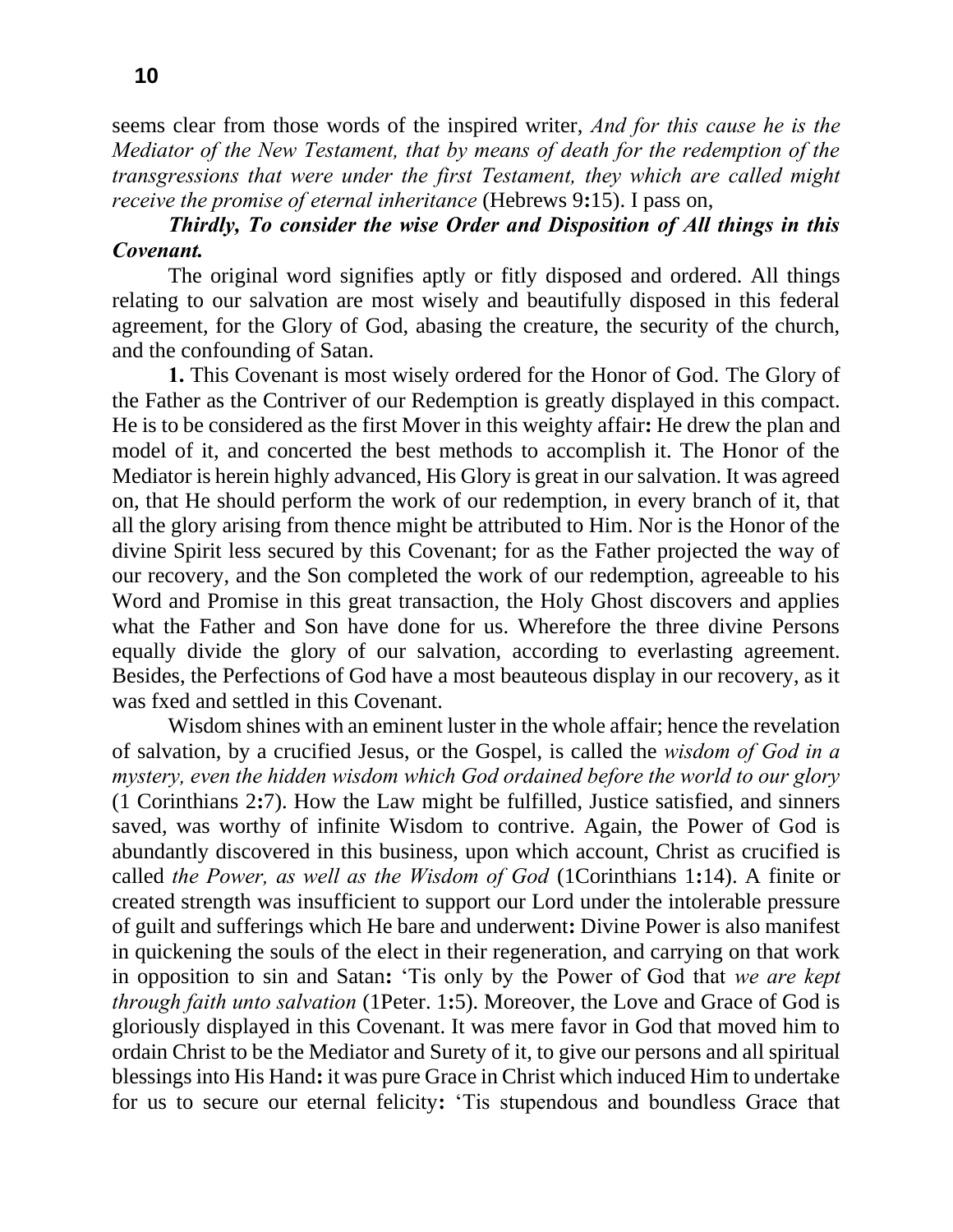seems clear from those words of the inspired writer, *And for this cause he is the Mediator of the New Testament, that by means of death for the redemption of the transgressions that were under the first Testament, they which are called might receive the promise of eternal inheritance* (Hebrews 9**:**15). I pass on,

***Thirdly, To consider the wise Order and Disposition of All things in this Covenant.***

The original word signifies aptly or fitly disposed and ordered. All things relating to our salvation are most wisely and beautifully disposed in this federal agreement, for the Glory of God, abasing the creature, the security of the church, and the confounding of Satan.

**1.** This Covenant is most wisely ordered for the Honor of God. The Glory of the Father as the Contriver of our Redemption is greatly displayed in this compact. He is to be considered as the first Mover in this weighty affair**:** He drew the plan and model of it, and concerted the best methods to accomplish it. The Honor of the Mediator is herein highly advanced, His Glory is great in our salvation. It was agreed on, that He should perform the work of our redemption, in every branch of it, that all the glory arising from thence might be attributed to Him. Nor is the Honor of the divine Spirit less secured by this Covenant; for as the Father projected the way of our recovery, and the Son completed the work of our redemption, agreeable to his Word and Promise in this great transaction, the Holy Ghost discovers and applies what the Father and Son have done for us. Wherefore the three divine Persons equally divide the glory of our salvation, according to everlasting agreement. Besides, the Perfections of God have a most beauteous display in our recovery, as it was fxed and settled in this Covenant.

Wisdom shines with an eminent luster in the whole affair; hence the revelation of salvation, by a crucified Jesus, or the Gospel, is called the *wisdom of God in a mystery, even the hidden wisdom which God ordained before the world to our glory* (1 Corinthians 2**:**7). How the Law might be fulfilled, Justice satisfied, and sinners saved, was worthy of infinite Wisdom to contrive. Again, the Power of God is abundantly discovered in this business, upon which account, Christ as crucified is called *the Power, as well as the Wisdom of God* (1Corinthians 1**:**14). A finite or created strength was insufficient to support our Lord under the intolerable pressure of guilt and sufferings which He bare and underwent**:** Divine Power is also manifest in quickening the souls of the elect in their regeneration, and carrying on that work in opposition to sin and Satan**:** 'Tis only by the Power of God that *we are kept through faith unto salvation* (1Peter. 1**:**5). Moreover, the Love and Grace of God is gloriously displayed in this Covenant. It was mere favor in God that moved him to ordain Christ to be the Mediator and Surety of it, to give our persons and all spiritual blessings into His Hand**:** it was pure Grace in Christ which induced Him to undertake for us to secure our eternal felicity**:** 'Tis stupendous and boundless Grace that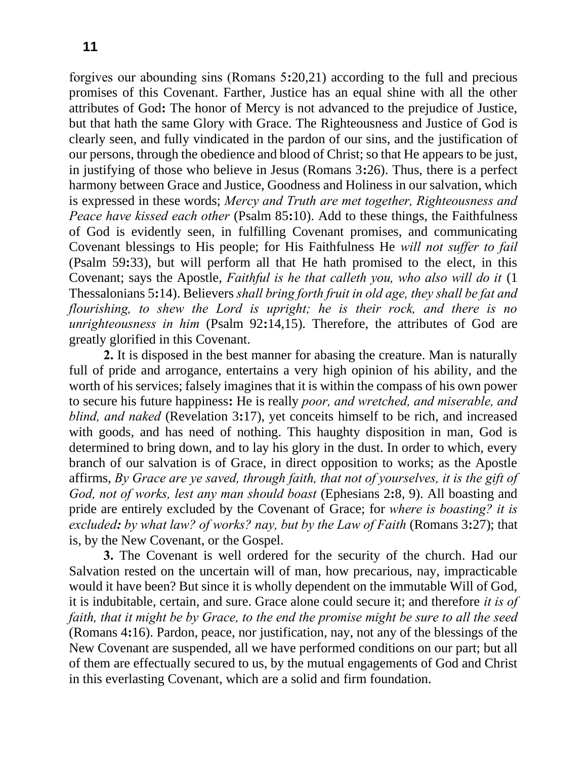forgives our abounding sins (Romans 5**:**20,21) according to the full and precious promises of this Covenant. Farther, Justice has an equal shine with all the other attributes of God**:** The honor of Mercy is not advanced to the prejudice of Justice, but that hath the same Glory with Grace. The Righteousness and Justice of God is clearly seen, and fully vindicated in the pardon of our sins, and the justification of our persons, through the obedience and blood of Christ; so that He appears to be just, in justifying of those who believe in Jesus (Romans 3**:**26). Thus, there is a perfect harmony between Grace and Justice, Goodness and Holiness in our salvation, which is expressed in these words; *Mercy and Truth are met together, Righteousness and Peace have kissed each other* (Psalm 85**:**10). Add to these things, the Faithfulness of God is evidently seen, in fulfilling Covenant promises, and communicating Covenant blessings to His people; for His Faithfulness He *will not suffer to fail* (Psalm 59**:**33), but will perform all that He hath promised to the elect, in this Covenant; says the Apostle, *Faithful is he that calleth you, who also will do it* (1 Thessalonians 5**:**14). Believers *shall bring forth fruit in old age, they shall be fat and flourishing, to shew the Lord is upright; he is their rock, and there is no unrighteousness in him* (Psalm 92**:**14,15). Therefore, the attributes of God are greatly glorified in this Covenant.

**2.** It is disposed in the best manner for abasing the creature. Man is naturally full of pride and arrogance, entertains a very high opinion of his ability, and the worth of his services; falsely imagines that it is within the compass of his own power to secure his future happiness**:** He is really *poor, and wretched, and miserable, and blind, and naked* (Revelation 3**:**17), yet conceits himself to be rich, and increased with goods, and has need of nothing. This haughty disposition in man, God is determined to bring down, and to lay his glory in the dust. In order to which, every branch of our salvation is of Grace, in direct opposition to works; as the Apostle affirms, *By Grace are ye saved, through faith, that not of yourselves, it is the gift of God, not of works, lest any man should boast* (Ephesians 2**:**8, 9). All boasting and pride are entirely excluded by the Covenant of Grace; for *where is boasting? it is excluded**:** by what law? of works? nay, but by the Law of Faith* (Romans 3**:**27); that is, by the New Covenant, or the Gospel.

**3.** The Covenant is well ordered for the security of the church. Had our Salvation rested on the uncertain will of man, how precarious, nay, impracticable would it have been? But since it is wholly dependent on the immutable Will of God, it is indubitable, certain, and sure. Grace alone could secure it; and therefore *it is of faith, that it might be by Grace, to the end the promise might be sure to all the seed* (Romans 4**:**16). Pardon, peace, nor justification, nay, not any of the blessings of the New Covenant are suspended, all we have performed conditions on our part; but all of them are effectually secured to us, by the mutual engagements of God and Christ in this everlasting Covenant, which are a solid and firm foundation.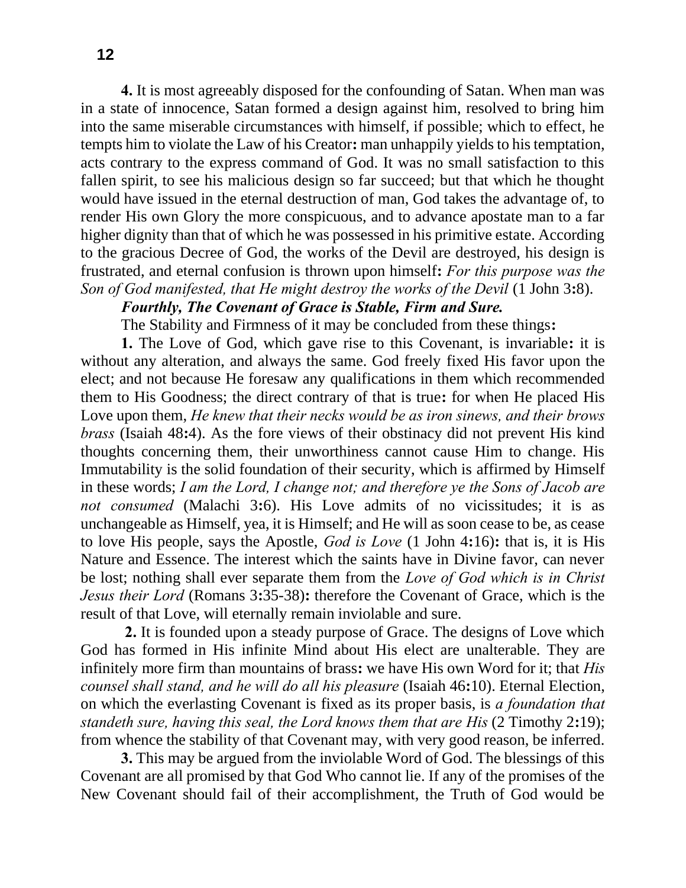**4.** It is most agreeably disposed for the confounding of Satan. When man was in a state of innocence, Satan formed a design against him, resolved to bring him into the same miserable circumstances with himself, if possible; which to effect, he tempts him to violate the Law of his Creator**:** man unhappily yields to his temptation, acts contrary to the express command of God. It was no small satisfaction to this fallen spirit, to see his malicious design so far succeed; but that which he thought would have issued in the eternal destruction of man, God takes the advantage of, to render His own Glory the more conspicuous, and to advance apostate man to a far higher dignity than that of which he was possessed in his primitive estate. According to the gracious Decree of God, the works of the Devil are destroyed, his design is frustrated, and eternal confusion is thrown upon himself**:** *For this purpose was the Son of God manifested, that He might destroy the works of the Devil* (1 John 3**:**8).

***Fourthly, The Covenant of Grace is Stable, Firm and Sure.***

The Stability and Firmness of it may be concluded from these things**:**

**1.** The Love of God, which gave rise to this Covenant, is invariable**:** it is without any alteration, and always the same. God freely fixed His favor upon the elect; and not because He foresaw any qualifications in them which recommended them to His Goodness; the direct contrary of that is true**:** for when He placed His Love upon them, *He knew that their necks would be as iron sinews, and their brows brass* (Isaiah 48**:**4). As the fore views of their obstinacy did not prevent His kind thoughts concerning them, their unworthiness cannot cause Him to change. His Immutability is the solid foundation of their security, which is affirmed by Himself in these words; *I am the Lord, I change not; and therefore ye the Sons of Jacob are not consumed* (Malachi 3**:**6). His Love admits of no vicissitudes; it is as unchangeable as Himself, yea, it is Himself; and He will as soon cease to be, as cease to love His people, says the Apostle, *God is Love* (1 John 4**:**16)**:** that is, it is His Nature and Essence. The interest which the saints have in Divine favor, can never be lost; nothing shall ever separate them from the *Love of God which is in Christ Jesus their Lord* (Romans 3**:**35-38)**:** therefore the Covenant of Grace, which is the result of that Love, will eternally remain inviolable and sure.

**2.** It is founded upon a steady purpose of Grace. The designs of Love which God has formed in His infinite Mind about His elect are unalterable. They are infinitely more firm than mountains of brass**:** we have His own Word for it; that *His counsel shall stand, and he will do all his pleasure* (Isaiah 46**:**10). Eternal Election, on which the everlasting Covenant is fixed as its proper basis, is *a foundation that standeth sure, having this seal, the Lord knows them that are His* (2 Timothy 2**:**19); from whence the stability of that Covenant may, with very good reason, be inferred.

**3.** This may be argued from the inviolable Word of God. The blessings of this Covenant are all promised by that God Who cannot lie. If any of the promises of the New Covenant should fail of their accomplishment, the Truth of God would be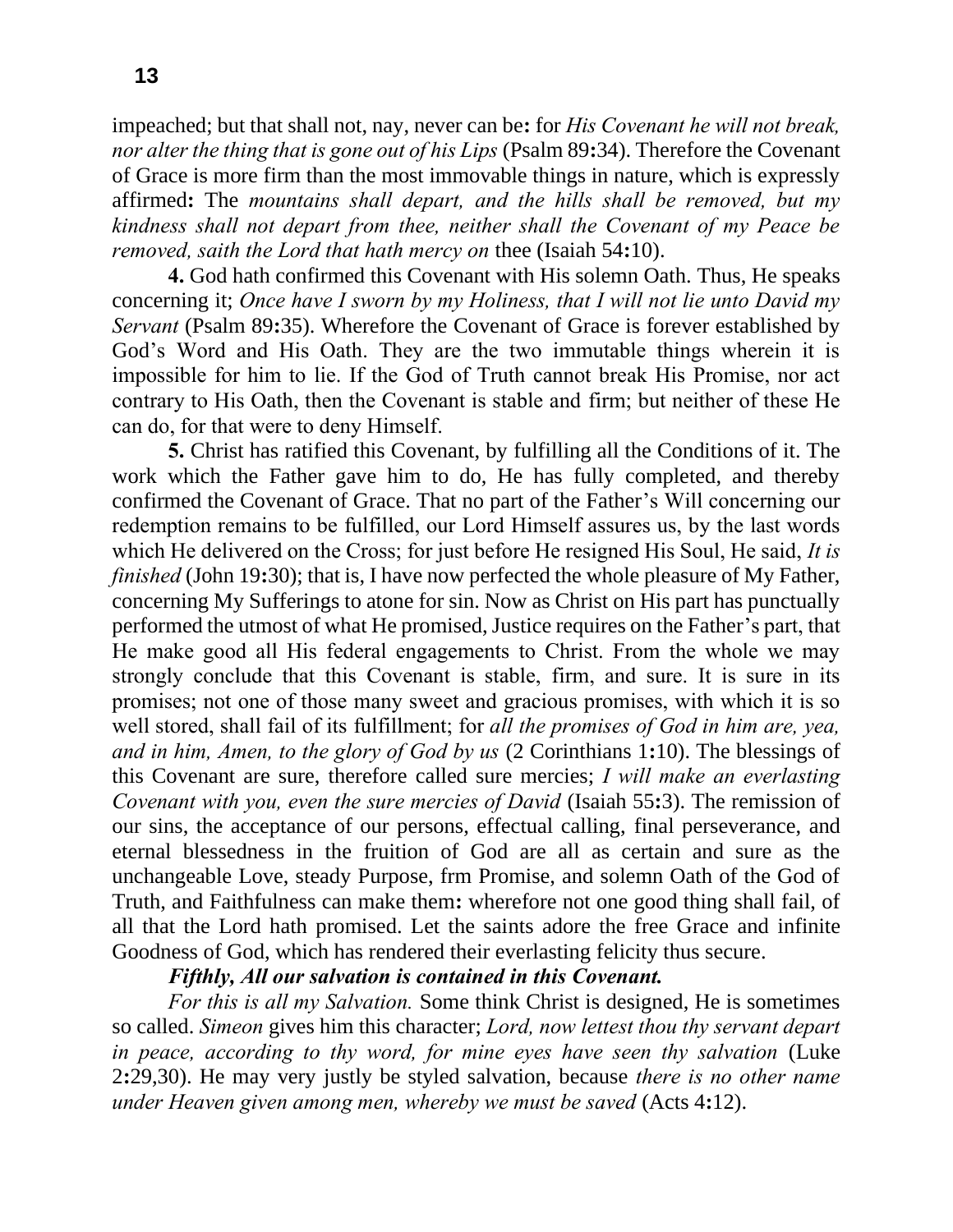impeached; but that shall not, nay, never can be**:** for *His Covenant he will not break, nor alter the thing that is gone out of his Lips* (Psalm 89**:**34). Therefore the Covenant of Grace is more firm than the most immovable things in nature, which is expressly affirmed**:** The *mountains shall depart, and the hills shall be removed, but my kindness shall not depart from thee, neither shall the Covenant of my Peace be removed, saith the Lord that hath mercy on* thee (Isaiah 54**:**10).

**4.** God hath confirmed this Covenant with His solemn Oath. Thus, He speaks concerning it; *Once have I sworn by my Holiness, that I will not lie unto David my Servant* (Psalm 89**:**35). Wherefore the Covenant of Grace is forever established by God's Word and His Oath. They are the two immutable things wherein it is impossible for him to lie. If the God of Truth cannot break His Promise, nor act contrary to His Oath, then the Covenant is stable and firm; but neither of these He can do, for that were to deny Himself.

**5.** Christ has ratified this Covenant, by fulfilling all the Conditions of it. The work which the Father gave him to do, He has fully completed, and thereby confirmed the Covenant of Grace. That no part of the Father's Will concerning our redemption remains to be fulfilled, our Lord Himself assures us, by the last words which He delivered on the Cross; for just before He resigned His Soul, He said, *It is finished* (John 19**:**30); that is, I have now perfected the whole pleasure of My Father, concerning My Sufferings to atone for sin. Now as Christ on His part has punctually performed the utmost of what He promised, Justice requires on the Father's part, that He make good all His federal engagements to Christ. From the whole we may strongly conclude that this Covenant is stable, firm, and sure. It is sure in its promises; not one of those many sweet and gracious promises, with which it is so well stored, shall fail of its fulfillment; for *all the promises of God in him are, yea, and in him, Amen, to the glory of God by us* (2 Corinthians 1**:**10). The blessings of this Covenant are sure, therefore called sure mercies; *I will make an everlasting Covenant with you, even the sure mercies of David* (Isaiah 55**:**3). The remission of our sins, the acceptance of our persons, effectual calling, final perseverance, and eternal blessedness in the fruition of God are all as certain and sure as the unchangeable Love, steady Purpose, frm Promise, and solemn Oath of the God of Truth, and Faithfulness can make them**:** wherefore not one good thing shall fail, of all that the Lord hath promised. Let the saints adore the free Grace and infinite Goodness of God, which has rendered their everlasting felicity thus secure.

***Fifthly, All our salvation is contained in this Covenant.***

*For this is all my Salvation.* Some think Christ is designed, He is sometimes so called. *Simeon* gives him this character; *Lord, now lettest thou thy servant depart in peace, according to thy word, for mine eyes have seen thy salvation* (Luke 2**:**29,30). He may very justly be styled salvation, because *there is no other name under Heaven given among men, whereby we must be saved* (Acts 4**:**12).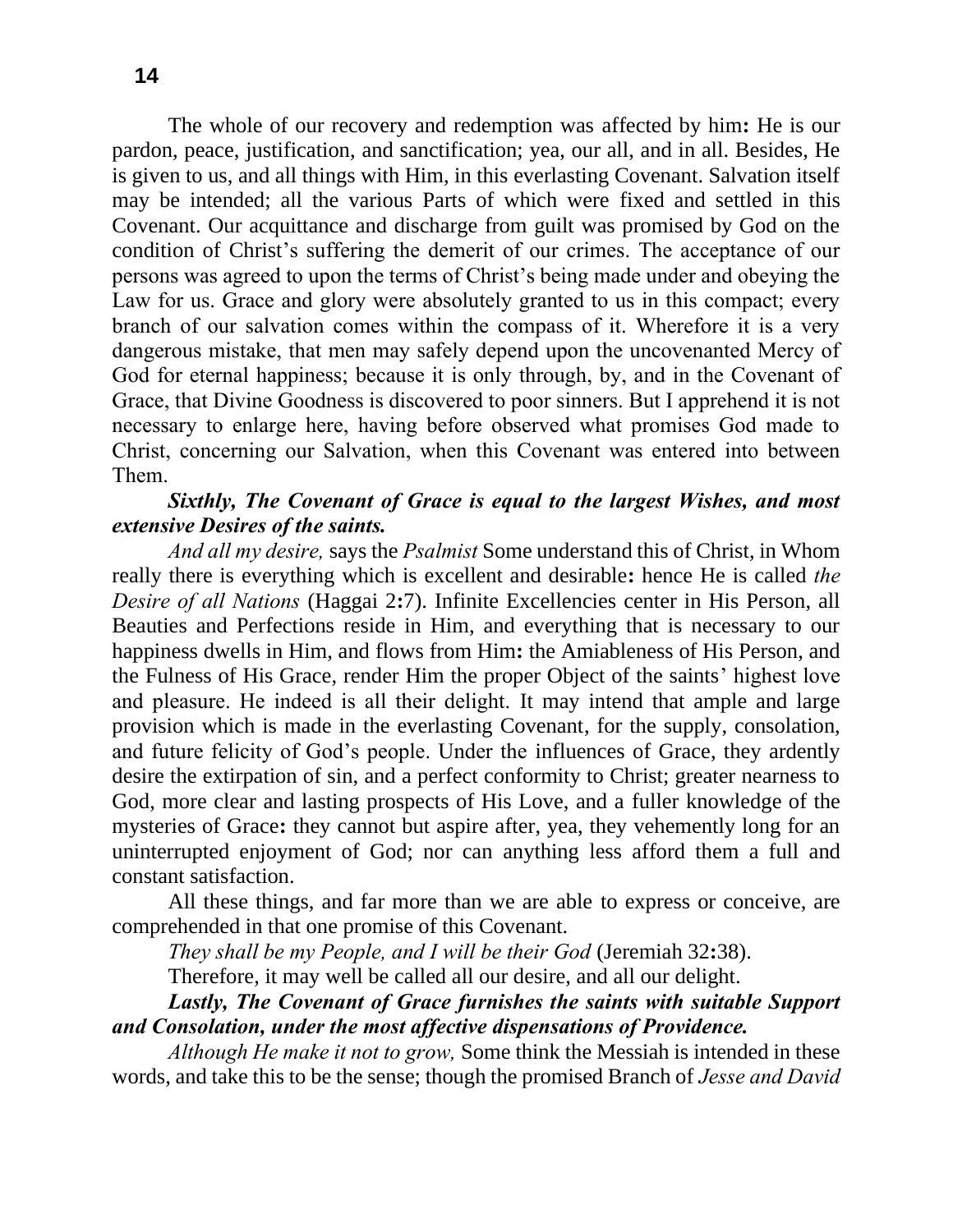The whole of our recovery and redemption was affected by him**:** He is our pardon, peace, justification, and sanctification; yea, our all, and in all. Besides, He is given to us, and all things with Him, in this everlasting Covenant. Salvation itself may be intended; all the various Parts of which were fixed and settled in this Covenant. Our acquittance and discharge from guilt was promised by God on the condition of Christ's suffering the demerit of our crimes. The acceptance of our persons was agreed to upon the terms of Christ's being made under and obeying the Law for us. Grace and glory were absolutely granted to us in this compact; every branch of our salvation comes within the compass of it. Wherefore it is a very dangerous mistake, that men may safely depend upon the uncovenanted Mercy of God for eternal happiness; because it is only through, by, and in the Covenant of Grace, that Divine Goodness is discovered to poor sinners. But I apprehend it is not necessary to enlarge here, having before observed what promises God made to Christ, concerning our Salvation, when this Covenant was entered into between Them.

***Sixthly, The Covenant of Grace is equal to the largest Wishes, and most extensive Desires of the saints.***

*And all my desire,* says the *Psalmist* Some understand this of Christ, in Whom really there is everything which is excellent and desirable**:** hence He is called *the Desire of all Nations* (Haggai 2**:**7). Infinite Excellencies center in His Person, all Beauties and Perfections reside in Him, and everything that is necessary to our happiness dwells in Him, and flows from Him**:** the Amiableness of His Person, and the Fulness of His Grace, render Him the proper Object of the saints' highest love and pleasure. He indeed is all their delight. It may intend that ample and large provision which is made in the everlasting Covenant, for the supply, consolation, and future felicity of God's people. Under the influences of Grace, they ardently desire the extirpation of sin, and a perfect conformity to Christ; greater nearness to God, more clear and lasting prospects of His Love, and a fuller knowledge of the mysteries of Grace**:** they cannot but aspire after, yea, they vehemently long for an uninterrupted enjoyment of God; nor can anything less afford them a full and constant satisfaction.

All these things, and far more than we are able to express or conceive, are comprehended in that one promise of this Covenant.

*They shall be my People, and I will be their God* (Jeremiah 32**:**38).

Therefore, it may well be called all our desire, and all our delight.

***Lastly, The Covenant of Grace furnishes the saints with suitable Support and Consolation, under the most affective dispensations of Providence.***

*Although He make it not to grow,* Some think the Messiah is intended in these words, and take this to be the sense; though the promised Branch of *Jesse and David*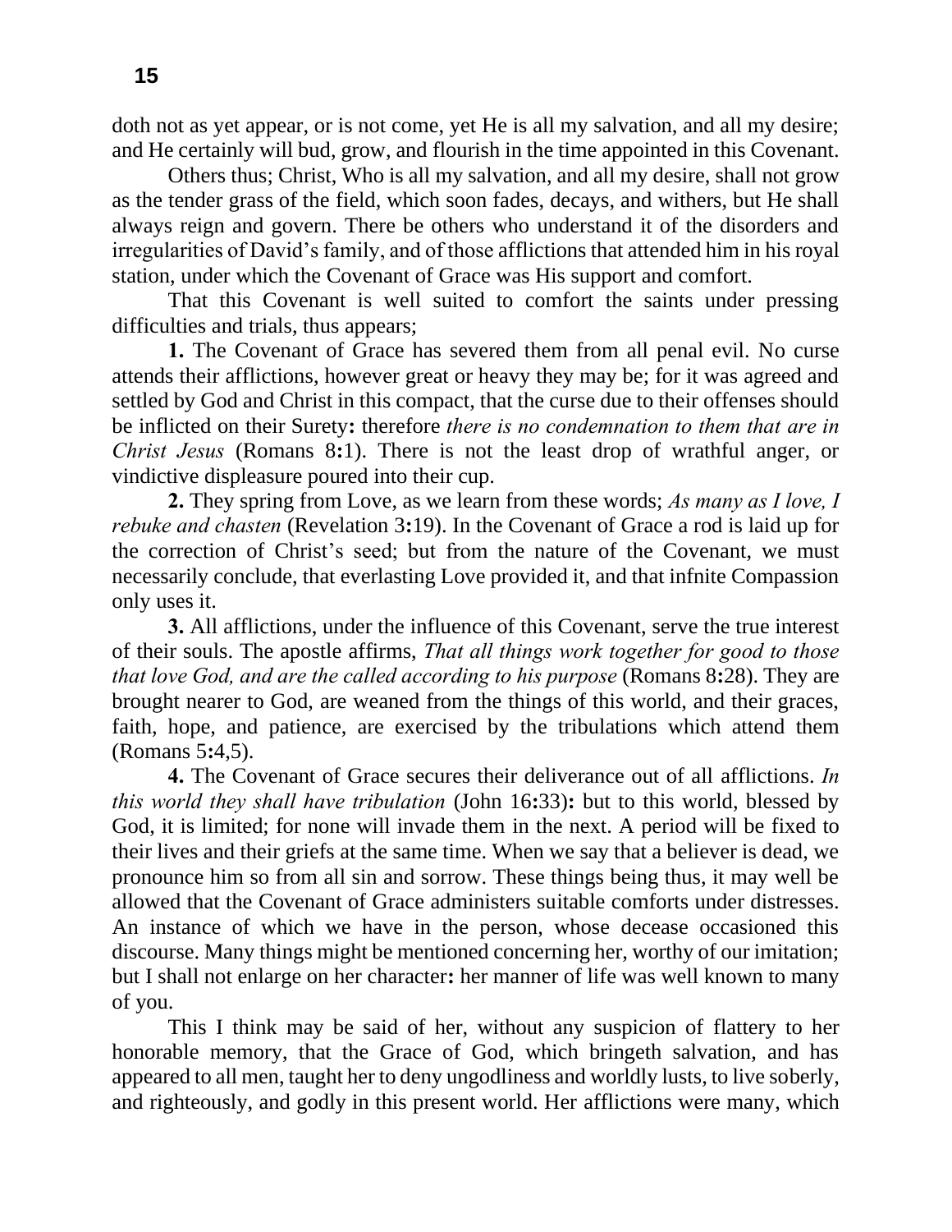doth not as yet appear, or is not come, yet He is all my salvation, and all my desire; and He certainly will bud, grow, and flourish in the time appointed in this Covenant.

Others thus; Christ, Who is all my salvation, and all my desire, shall not grow as the tender grass of the field, which soon fades, decays, and withers, but He shall always reign and govern. There be others who understand it of the disorders and irregularities of David's family, and of those afflictions that attended him in his royal station, under which the Covenant of Grace was His support and comfort.

That this Covenant is well suited to comfort the saints under pressing difficulties and trials, thus appears;

**1.** The Covenant of Grace has severed them from all penal evil. No curse attends their afflictions, however great or heavy they may be; for it was agreed and settled by God and Christ in this compact, that the curse due to their offenses should be inflicted on their Surety**:** therefore *there is no condemnation to them that are in Christ Jesus* (Romans 8**:**1). There is not the least drop of wrathful anger, or vindictive displeasure poured into their cup.

**2.** They spring from Love, as we learn from these words; *As many as I love, I rebuke and chasten* (Revelation 3**:**19). In the Covenant of Grace a rod is laid up for the correction of Christ's seed; but from the nature of the Covenant, we must necessarily conclude, that everlasting Love provided it, and that infnite Compassion only uses it.

**3.** All afflictions, under the influence of this Covenant, serve the true interest of their souls. The apostle affirms, *That all things work together for good to those that love God, and are the called according to his purpose* (Romans 8**:**28). They are brought nearer to God, are weaned from the things of this world, and their graces, faith, hope, and patience, are exercised by the tribulations which attend them (Romans 5**:**4,5).

**4.** The Covenant of Grace secures their deliverance out of all afflictions. *In this world they shall have tribulation* (John 16**:**33)**:** but to this world, blessed by God, it is limited; for none will invade them in the next. A period will be fixed to their lives and their griefs at the same time. When we say that a believer is dead, we pronounce him so from all sin and sorrow. These things being thus, it may well be allowed that the Covenant of Grace administers suitable comforts under distresses. An instance of which we have in the person, whose decease occasioned this discourse. Many things might be mentioned concerning her, worthy of our imitation; but I shall not enlarge on her character**:** her manner of life was well known to many of you.

This I think may be said of her, without any suspicion of flattery to her honorable memory, that the Grace of God, which bringeth salvation, and has appeared to all men, taught her to deny ungodliness and worldly lusts, to live soberly, and righteously, and godly in this present world. Her afflictions were many, which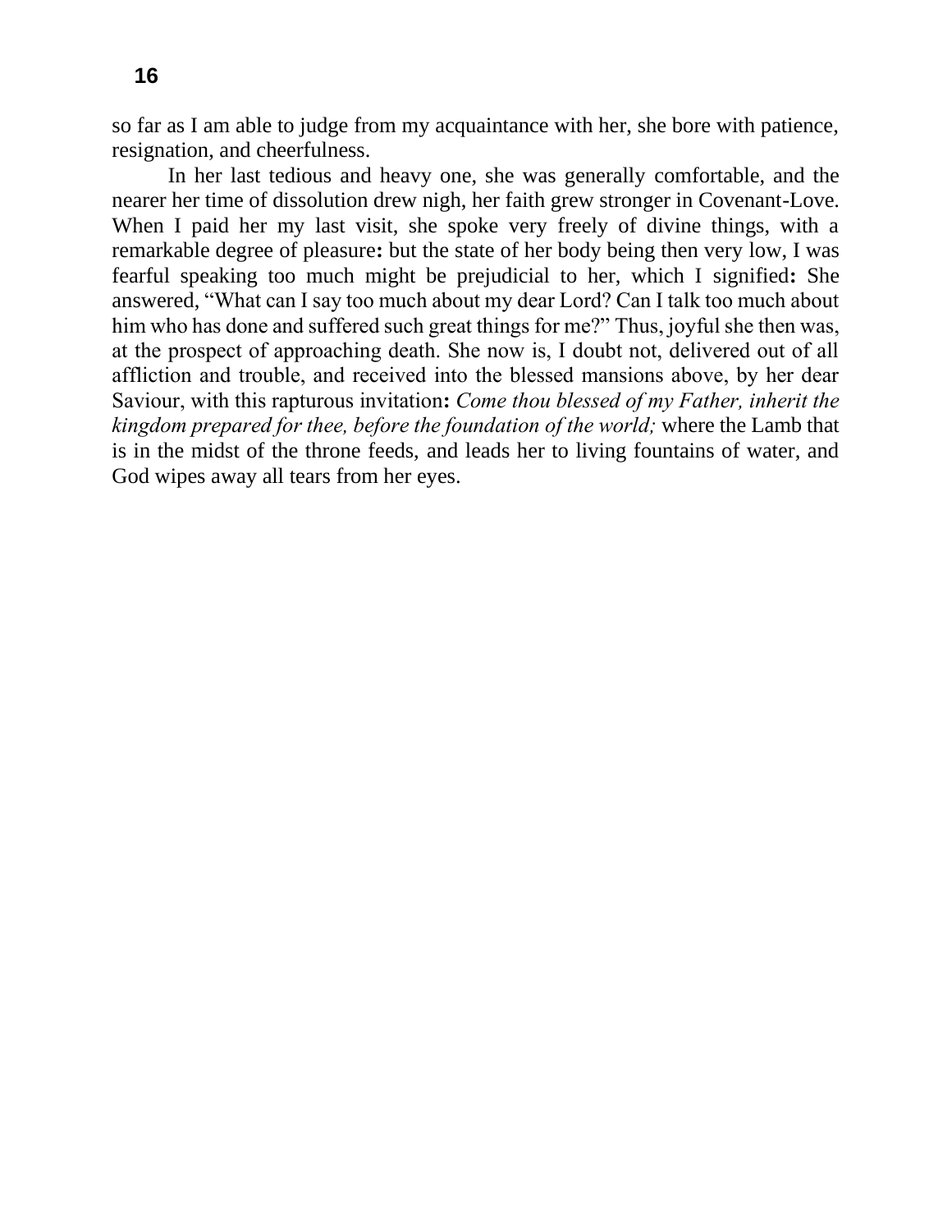so far as I am able to judge from my acquaintance with her, she bore with patience, resignation, and cheerfulness.

In her last tedious and heavy one, she was generally comfortable, and the nearer her time of dissolution drew nigh, her faith grew stronger in Covenant-Love. When I paid her my last visit, she spoke very freely of divine things, with a remarkable degree of pleasure**:** but the state of her body being then very low, I was fearful speaking too much might be prejudicial to her, which I signified**:** She answered, "What can I say too much about my dear Lord? Can I talk too much about him who has done and suffered such great things for me?" Thus, joyful she then was, at the prospect of approaching death. She now is, I doubt not, delivered out of all affliction and trouble, and received into the blessed mansions above, by her dear Saviour, with this rapturous invitation**:** *Come thou blessed of my Father, inherit the kingdom prepared for thee, before the foundation of the world;* where the Lamb that is in the midst of the throne feeds, and leads her to living fountains of water, and God wipes away all tears from her eyes.